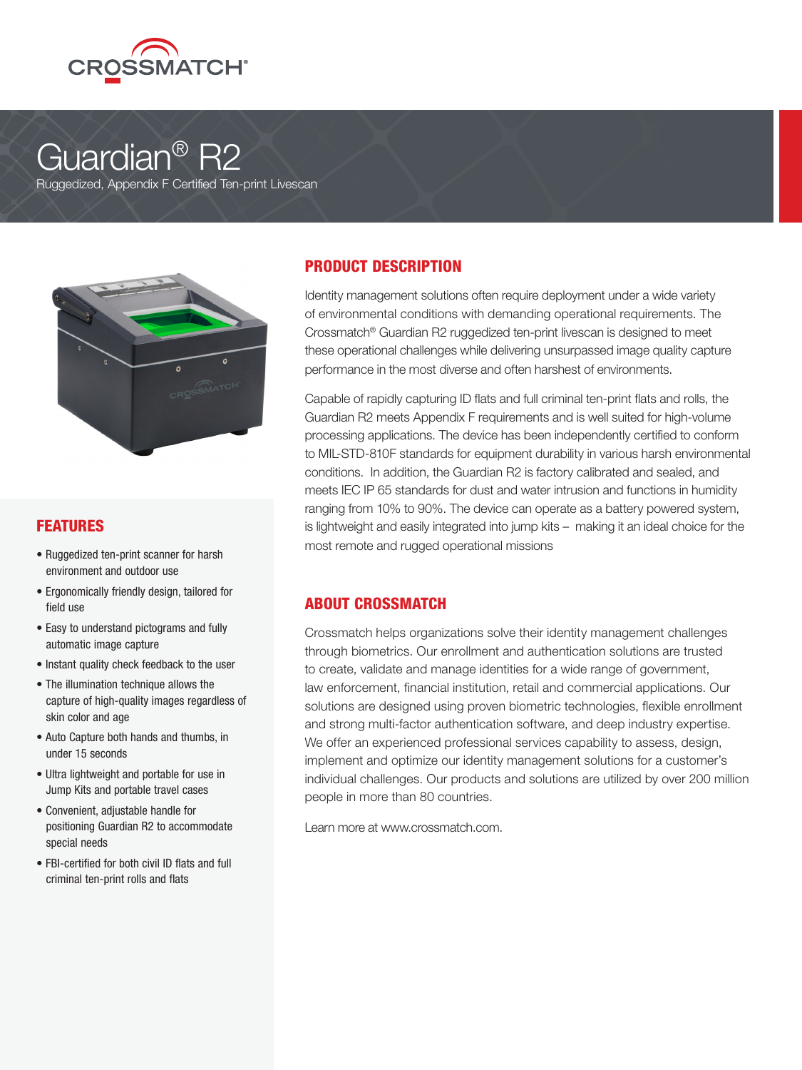CROSSMATCH®

# Guardian® R2

Ruggedized, Appendix F Certified Ten-print Livescan

## PRODUCT DESCRIPTION

Identity management solutions often require deployment under a wide variety of environmental conditions with demanding operational requirements. The Crossmatch® Guardian R2 ruggedized ten-print livescan is designed to meet these operational challenges while delivering unsurpassed image quality capture performance in the most diverse and often harshest of environments.

Capable of rapidly capturing ID flats and full criminal ten-print flats and rolls, the Guardian R2 meets Appendix F requirements and is well suited for high-volume processing applications. The device has been independently certified to conform to MIL-STD-810F standards for equipment durability in various harsh environmental conditions. In addition, the Guardian R2 is factory calibrated and sealed, and meets IEC IP 65 standards for dust and water intrusion and functions in humidity ranging from 10% to 90%. The device can operate as a battery powered system, is lightweight and easily integrated into jump kits – making it an ideal choice for the most remote and rugged operational missions

## FEATURES

- Ruggedized ten-print scanner for harsh environment and outdoor use
- Ergonomically friendly design, tailored for field use
- Easy to understand pictograms and fully automatic image capture
- Instant quality check feedback to the user
- The illumination technique allows the capture of high-quality images regardless of skin color and age
- Auto Capture both hands and thumbs, in under 15 seconds
- Ultra lightweight and portable for use in Jump Kits and portable travel cases
- Convenient, adjustable handle for positioning Guardian R2 to accommodate special needs
- FBI-certified for both civil ID flats and full criminal ten-print rolls and flats

## ABOUT CROSSMATCH

Crossmatch helps organizations solve their identity management challenges through biometrics. Our enrollment and authentication solutions are trusted to create, validate and manage identities for a wide range of government, law enforcement, financial institution, retail and commercial applications. Our solutions are designed using proven biometric technologies, flexible enrollment and strong multi-factor authentication software, and deep industry expertise. We offer an experienced professional services capability to assess, design, implement and optimize our identity management solutions for a customer's individual challenges. Our products and solutions are utilized by over 200 million people in more than 80 countries.

Learn more at www.crossmatch.com.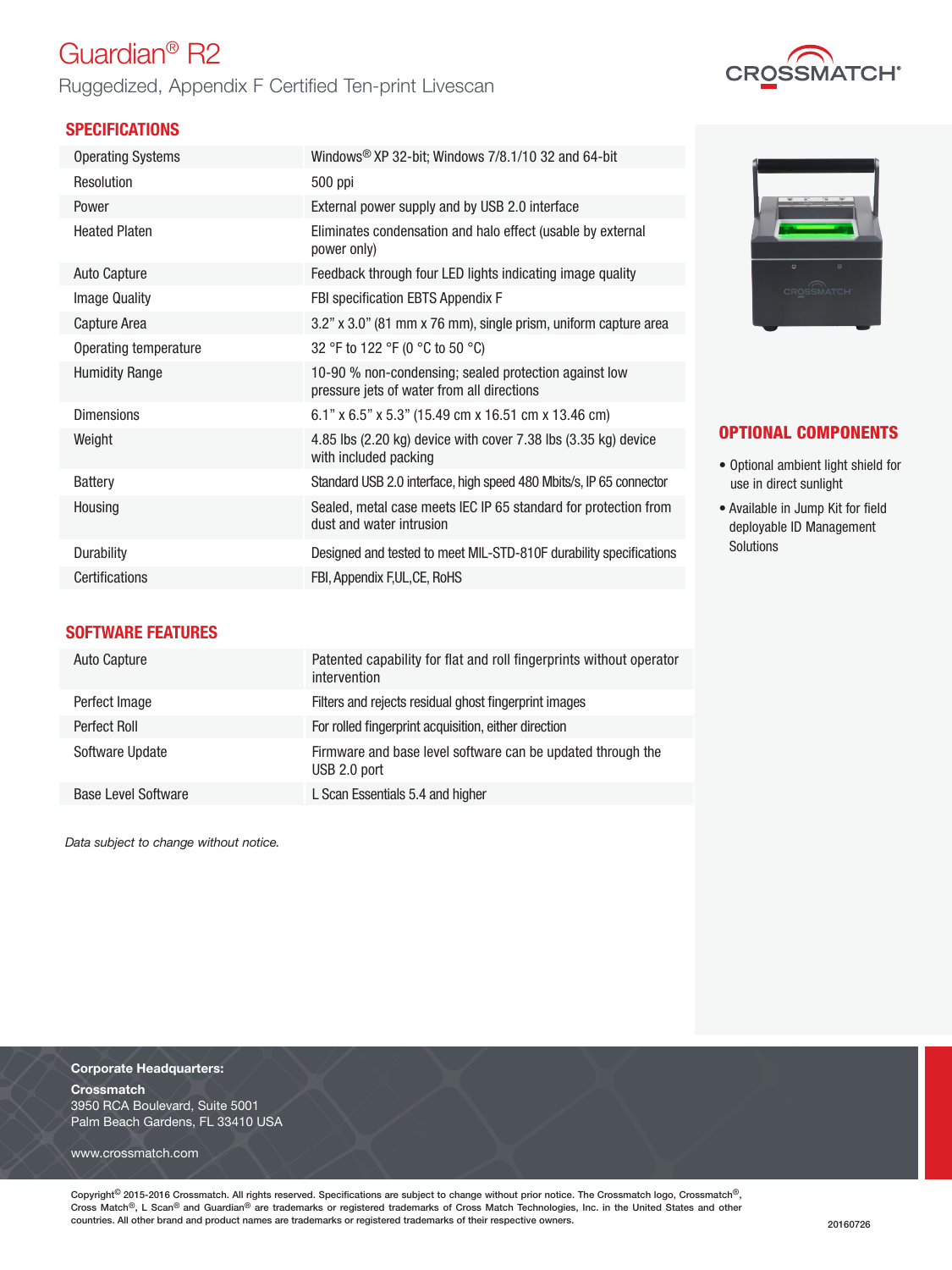# Guardian® R2

Ruggedized, Appendix F Certified Ten-print Livescan

## SPECIFICATIONS

| | |
|---|---|
| Operating Systems | Windows® XP 32-bit; Windows 7/8.1/10 32 and 64-bit |
| Resolution | 500 ppi |
| Power | External power supply and by USB 2.0 interface |
| Heated Platen | Eliminates condensation and halo effect (usable by external power only) |
| Auto Capture | Feedback through four LED lights indicating image quality |
| Image Quality | FBI specification EBTS Appendix F |
| Capture Area | 3.2" x 3.0" (81 mm x 76 mm), single prism, uniform capture area |
| Operating temperature | 32 °F to 122 °F (0 °C to 50 °C) |
| Humidity Range | 10-90 % non-condensing; sealed protection against low pressure jets of water from all directions |
| Dimensions | 6.1" x 6.5" x 5.3" (15.49 cm x 16.51 cm x 13.46 cm) |
| Weight | 4.85 lbs (2.20 kg) device with cover 7.38 lbs (3.35 kg) device with included packing |
| Battery | Standard USB 2.0 interface, high speed 480 Mbits/s, IP 65 connector |
| Housing | Sealed, metal case meets IEC IP 65 standard for protection from dust and water intrusion |
| Durability | Designed and tested to meet MIL-STD-810F durability specifications |
| Certifications | FBI, Appendix F,UL,CE, RoHS |

## SOFTWARE FEATURES

| | |
|---|---|
| Auto Capture | Patented capability for flat and roll fingerprints without operator intervention |
| Perfect Image | Filters and rejects residual ghost fingerprint images |
| Perfect Roll | For rolled fingerprint acquisition, either direction |
| Software Update | Firmware and base level software can be updated through the USB 2.0 port |
| Base Level Software | L Scan Essentials 5.4 and higher |

*Data subject to change without notice.*

## OPTIONAL COMPONENTS

- Optional ambient light shield for use in direct sunlight
- Available in Jump Kit for field deployable ID Management Solutions

**Corporate Headquarters:**

**Crossmatch**
3950 RCA Boulevard, Suite 5001
Palm Beach Gardens, FL 33410 USA

www.crossmatch.com

Copyright© 2015-2016 Crossmatch. All rights reserved. Specifications are subject to change without prior notice. The Crossmatch logo, Crossmatch®, Cross Match®, L Scan® and Guardian® are trademarks or registered trademarks of Cross Match Technologies, Inc. in the United States and other countries. All other brand and product names are trademarks or registered trademarks of their respective owners.

20160726